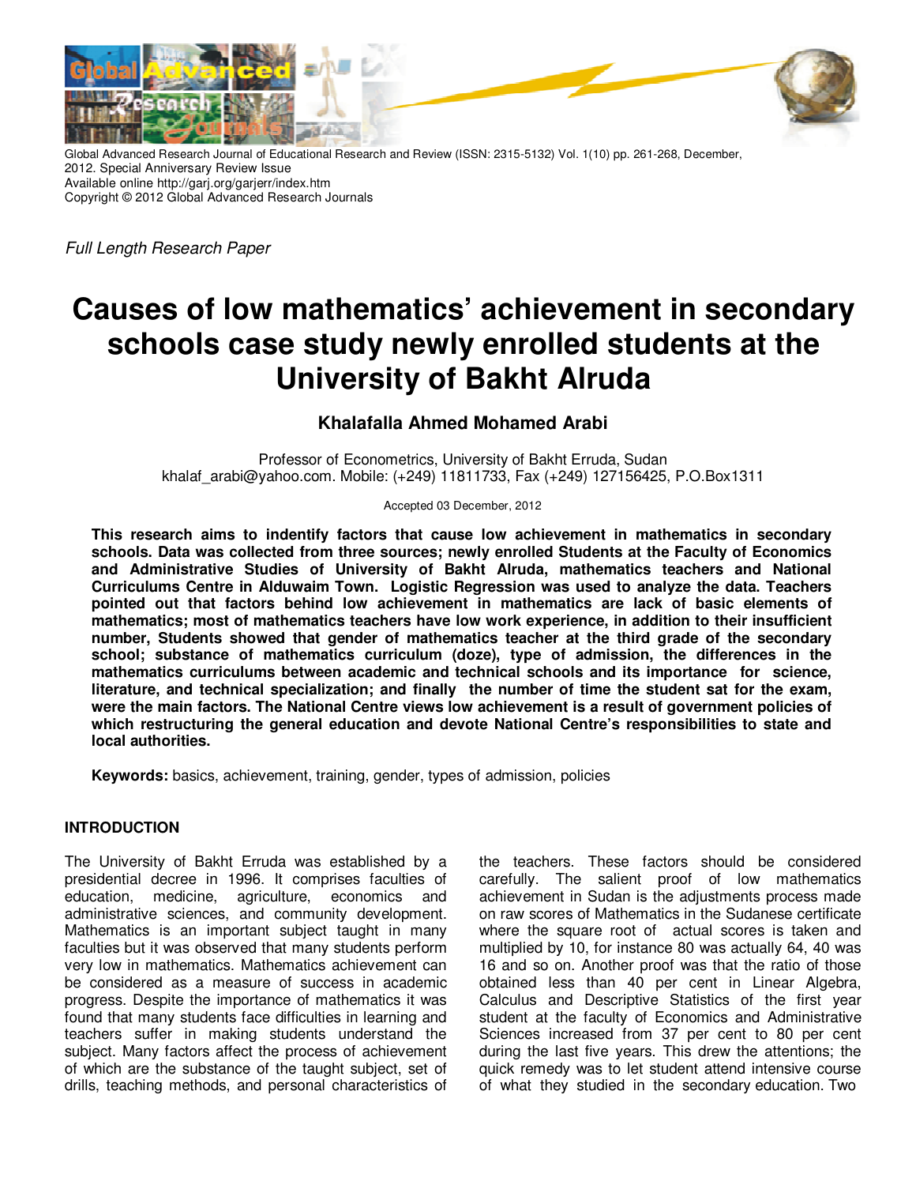Global Advanced Research Journal of Educational Research and Review (ISSN: 2315-5132) Vol. 1(10) pp. 261-268, December, 2012. Special Anniversary Review Issue
Available online http://garj.org/garjerr/index.htm
Copyright © 2012 Global Advanced Research Journals

*Full Length Research Paper*

# Causes of low mathematics' achievement in secondary schools case study newly enrolled students at the University of Bakht Alruda

**Khalafalla Ahmed Mohamed Arabi**

Professor of Econometrics, University of Bakht Erruda, Sudan
khalaf_arabi@yahoo.com. Mobile: (+249) 11811733, Fax (+249) 127156425, P.O.Box1311

Accepted 03 December, 2012

**This research aims to indentify factors that cause low achievement in mathematics in secondary schools. Data was collected from three sources; newly enrolled Students at the Faculty of Economics and Administrative Studies of University of Bakht Alruda, mathematics teachers and National Curriculums Centre in Alduwaim Town. Logistic Regression was used to analyze the data. Teachers pointed out that factors behind low achievement in mathematics are lack of basic elements of mathematics; most of mathematics teachers have low work experience, in addition to their insufficient number, Students showed that gender of mathematics teacher at the third grade of the secondary school; substance of mathematics curriculum (doze), type of admission, the differences in the mathematics curriculums between academic and technical schools and its importance for science, literature, and technical specialization; and finally the number of time the student sat for the exam, were the main factors. The National Centre views low achievement is a result of government policies of which restructuring the general education and devote National Centre's responsibilities to state and local authorities.**

**Keywords:** basics, achievement, training, gender, types of admission, policies

## INTRODUCTION

The University of Bakht Erruda was established by a presidential decree in 1996. It comprises faculties of education, medicine, agriculture, economics and administrative sciences, and community development. Mathematics is an important subject taught in many faculties but it was observed that many students perform very low in mathematics. Mathematics achievement can be considered as a measure of success in academic progress. Despite the importance of mathematics it was found that many students face difficulties in learning and teachers suffer in making students understand the subject. Many factors affect the process of achievement of which are the substance of the taught subject, set of drills, teaching methods, and personal characteristics of the teachers. These factors should be considered carefully. The salient proof of low mathematics achievement in Sudan is the adjustments process made on raw scores of Mathematics in the Sudanese certificate where the square root of actual scores is taken and multiplied by 10, for instance 80 was actually 64, 40 was 16 and so on. Another proof was that the ratio of those obtained less than 40 per cent in Linear Algebra, Calculus and Descriptive Statistics of the first year student at the faculty of Economics and Administrative Sciences increased from 37 per cent to 80 per cent during the last five years. This drew the attentions; the quick remedy was to let student attend intensive course of what they studied in the secondary education. Two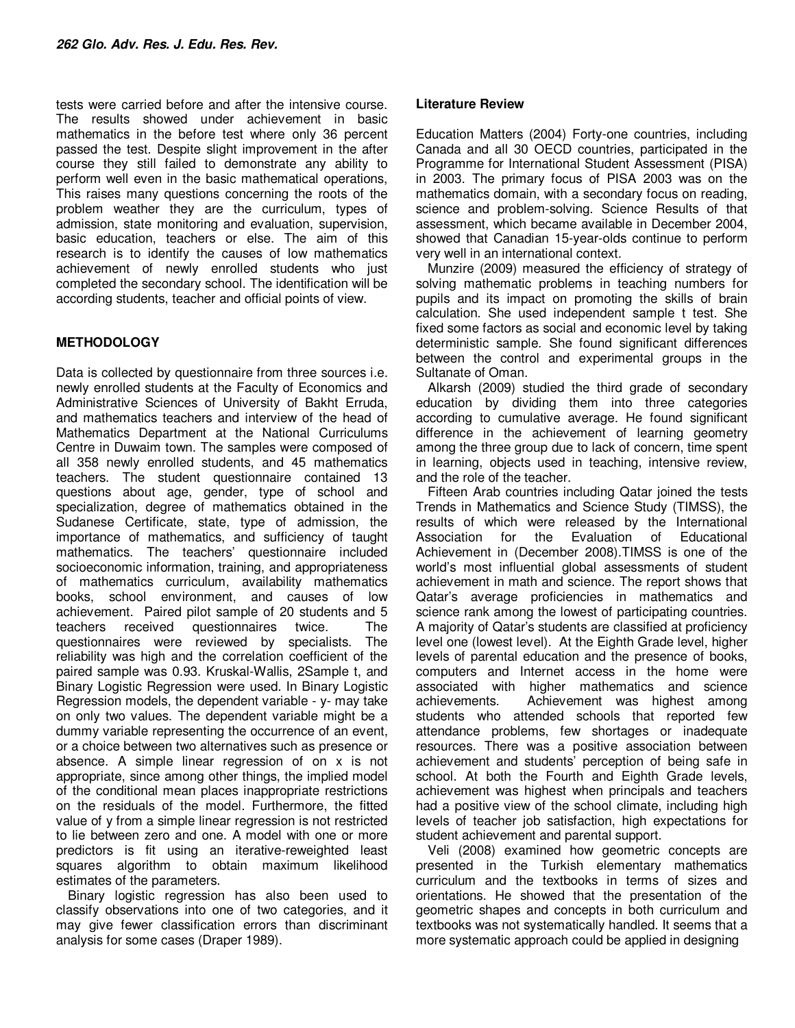tests were carried before and after the intensive course. The results showed under achievement in basic mathematics in the before test where only 36 percent passed the test. Despite slight improvement in the after course they still failed to demonstrate any ability to perform well even in the basic mathematical operations, This raises many questions concerning the roots of the problem weather they are the curriculum, types of admission, state monitoring and evaluation, supervision, basic education, teachers or else. The aim of this research is to identify the causes of low mathematics achievement of newly enrolled students who just completed the secondary school. The identification will be according students, teacher and official points of view.

## METHODOLOGY

Data is collected by questionnaire from three sources i.e. newly enrolled students at the Faculty of Economics and Administrative Sciences of University of Bakht Erruda, and mathematics teachers and interview of the head of Mathematics Department at the National Curriculums Centre in Duwaim town. The samples were composed of all 358 newly enrolled students, and 45 mathematics teachers. The student questionnaire contained 13 questions about age, gender, type of school and specialization, degree of mathematics obtained in the Sudanese Certificate, state, type of admission, the importance of mathematics, and sufficiency of taught mathematics. The teachers' questionnaire included socioeconomic information, training, and appropriateness of mathematics curriculum, availability mathematics books, school environment, and causes of low achievement. Paired pilot sample of 20 students and 5 teachers received questionnaires twice. The questionnaires were reviewed by specialists. The reliability was high and the correlation coefficient of the paired sample was 0.93. Kruskal-Wallis, 2Sample t, and Binary Logistic Regression were used. In Binary Logistic Regression models, the dependent variable - y- may take on only two values. The dependent variable might be a dummy variable representing the occurrence of an event, or a choice between two alternatives such as presence or absence. A simple linear regression of on x is not appropriate, since among other things, the implied model of the conditional mean places inappropriate restrictions on the residuals of the model. Furthermore, the fitted value of y from a simple linear regression is not restricted to lie between zero and one. A model with one or more predictors is fit using an iterative-reweighted least squares algorithm to obtain maximum likelihood estimates of the parameters.

Binary logistic regression has also been used to classify observations into one of two categories, and it may give fewer classification errors than discriminant analysis for some cases (Draper 1989).

## Literature Review

Education Matters (2004) Forty-one countries, including Canada and all 30 OECD countries, participated in the Programme for International Student Assessment (PISA) in 2003. The primary focus of PISA 2003 was on the mathematics domain, with a secondary focus on reading, science and problem-solving. Science Results of that assessment, which became available in December 2004, showed that Canadian 15-year-olds continue to perform very well in an international context.

Munzire (2009) measured the efficiency of strategy of solving mathematic problems in teaching numbers for pupils and its impact on promoting the skills of brain calculation. She used independent sample t test. She fixed some factors as social and economic level by taking deterministic sample. She found significant differences between the control and experimental groups in the Sultanate of Oman.

Alkarsh (2009) studied the third grade of secondary education by dividing them into three categories according to cumulative average. He found significant difference in the achievement of learning geometry among the three group due to lack of concern, time spent in learning, objects used in teaching, intensive review, and the role of the teacher.

Fifteen Arab countries including Qatar joined the tests Trends in Mathematics and Science Study (TIMSS), the results of which were released by the International Association for the Evaluation of Educational Achievement in (December 2008).TIMSS is one of the world's most influential global assessments of student achievement in math and science. The report shows that Qatar's average proficiencies in mathematics and science rank among the lowest of participating countries. A majority of Qatar's students are classified at proficiency level one (lowest level). At the Eighth Grade level, higher levels of parental education and the presence of books, computers and Internet access in the home were associated with higher mathematics and science achievements. Achievement was highest among students who attended schools that reported few attendance problems, few shortages or inadequate resources. There was a positive association between achievement and students' perception of being safe in school. At both the Fourth and Eighth Grade levels, achievement was highest when principals and teachers had a positive view of the school climate, including high levels of teacher job satisfaction, high expectations for student achievement and parental support.

Veli (2008) examined how geometric concepts are presented in the Turkish elementary mathematics curriculum and the textbooks in terms of sizes and orientations. He showed that the presentation of the geometric shapes and concepts in both curriculum and textbooks was not systematically handled. It seems that a more systematic approach could be applied in designing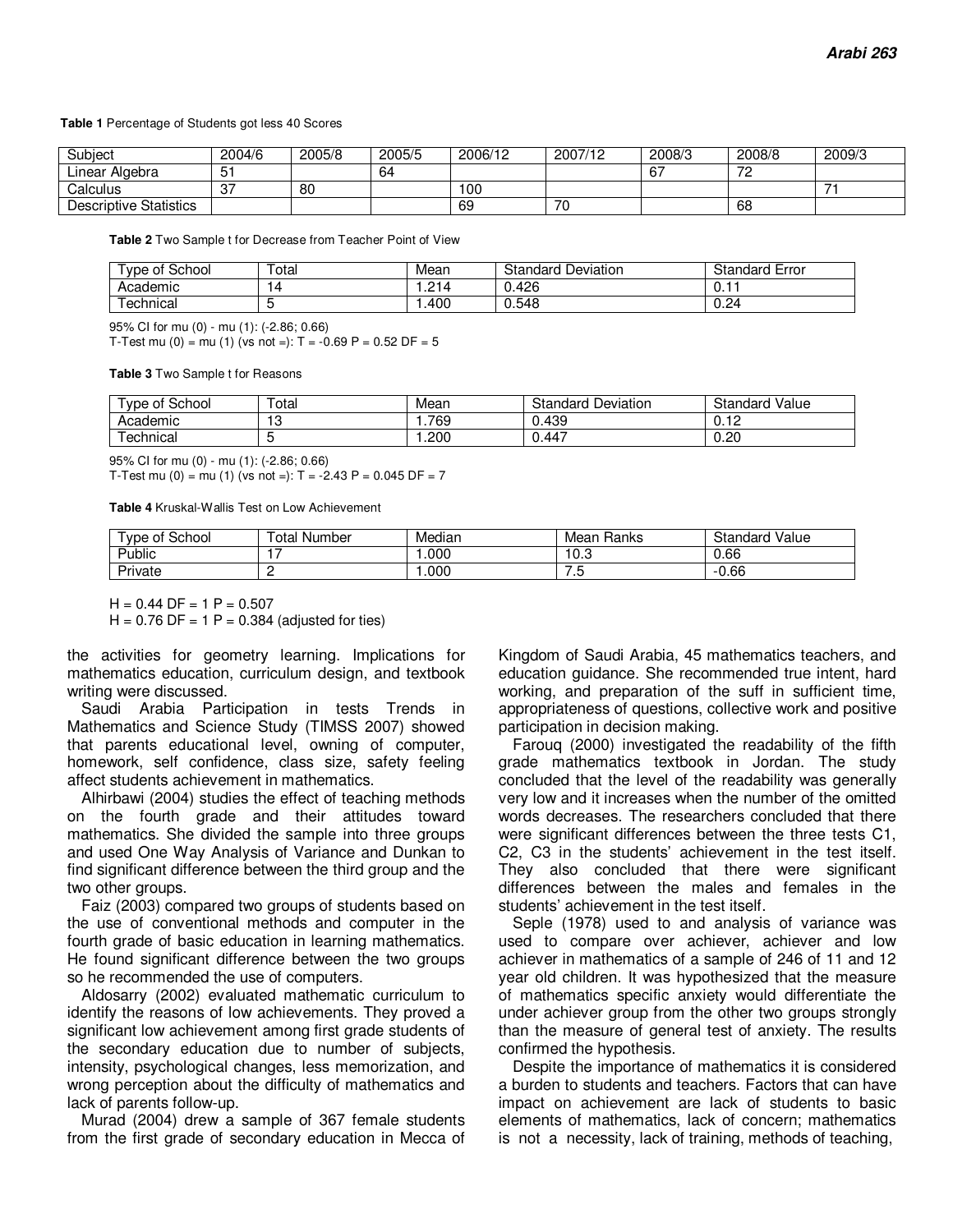**Table 1** Percentage of Students got less 40 Scores

| Subject | 2004/6 | 2005/8 | 2005/5 | 2006/12 | 2007/12 | 2008/3 | 2008/8 | 2009/3 |
|---|---|---|---|---|---|---|---|---|
| Linear Algebra | 51 | | 64 | | | 67 | 72 | |
| Calculus | 37 | 80 | | 100 | | | | 71 |
| Descriptive Statistics | | | | 69 | 70 | | 68 | |

**Table 2** Two Sample t for Decrease from Teacher Point of View

| Type of School | Total | Mean | Standard Deviation | Standard Error |
|---|---|---|---|---|
| Academic | 14 | 1.214 | 0.426 | 0.11 |
| Technical | 5 | 1.400 | 0.548 | 0.24 |

95% CI for mu (0) - mu (1): (-2.86; 0.66)
T-Test mu (0) = mu (1) (vs not =): T = -0.69 P = 0.52 DF = 5

**Table 3** Two Sample t for Reasons

| Type of School | Total | Mean | Standard Deviation | Standard Value |
|---|---|---|---|---|
| Academic | 13 | 1.769 | 0.439 | 0.12 |
| Technical | 5 | 1.200 | 0.447 | 0.20 |

95% CI for mu (0) - mu (1): (-2.86; 0.66)
T-Test mu (0) = mu (1) (vs not =): T = -2.43 P = 0.045 DF = 7

**Table 4** Kruskal-Wallis Test on Low Achievement

| Type of School | Total Number | Median | Mean Ranks | Standard Value |
|---|---|---|---|---|
| Public | 17 | 1.000 | 10.3 | 0.66 |
| Private | 2 | 1.000 | 7.5 | -0.66 |

H = 0.44 DF = 1 P = 0.507
H = 0.76 DF = 1 P = 0.384 (adjusted for ties)

the activities for geometry learning. Implications for mathematics education, curriculum design, and textbook writing were discussed.

Saudi Arabia Participation in tests Trends in Mathematics and Science Study (TIMSS 2007) showed that parents educational level, owning of computer, homework, self confidence, class size, safety feeling affect students achievement in mathematics.

Alhirbawi (2004) studies the effect of teaching methods on the fourth grade and their attitudes toward mathematics. She divided the sample into three groups and used One Way Analysis of Variance and Dunkan to find significant difference between the third group and the two other groups.

Faiz (2003) compared two groups of students based on the use of conventional methods and computer in the fourth grade of basic education in learning mathematics. He found significant difference between the two groups so he recommended the use of computers.

Aldosarry (2002) evaluated mathematic curriculum to identify the reasons of low achievements. They proved a significant low achievement among first grade students of the secondary education due to number of subjects, intensity, psychological changes, less memorization, and wrong perception about the difficulty of mathematics and lack of parents follow-up.

Murad (2004) drew a sample of 367 female students from the first grade of secondary education in Mecca of Kingdom of Saudi Arabia, 45 mathematics teachers, and education guidance. She recommended true intent, hard working, and preparation of the suff in sufficient time, appropriateness of questions, collective work and positive participation in decision making.

Farouq (2000) investigated the readability of the fifth grade mathematics textbook in Jordan. The study concluded that the level of the readability was generally very low and it increases when the number of the omitted words decreases. The researchers concluded that there were significant differences between the three tests C1, C2, C3 in the students' achievement in the test itself. They also concluded that there were significant differences between the males and females in the students' achievement in the test itself.

Seple (1978) used to and analysis of variance was used to compare over achiever, achiever and low achiever in mathematics of a sample of 246 of 11 and 12 year old children. It was hypothesized that the measure of mathematics specific anxiety would differentiate the under achiever group from the other two groups strongly than the measure of general test of anxiety. The results confirmed the hypothesis.

Despite the importance of mathematics it is considered a burden to students and teachers. Factors that can have impact on achievement are lack of students to basic elements of mathematics, lack of concern; mathematics is not a necessity, lack of training, methods of teaching,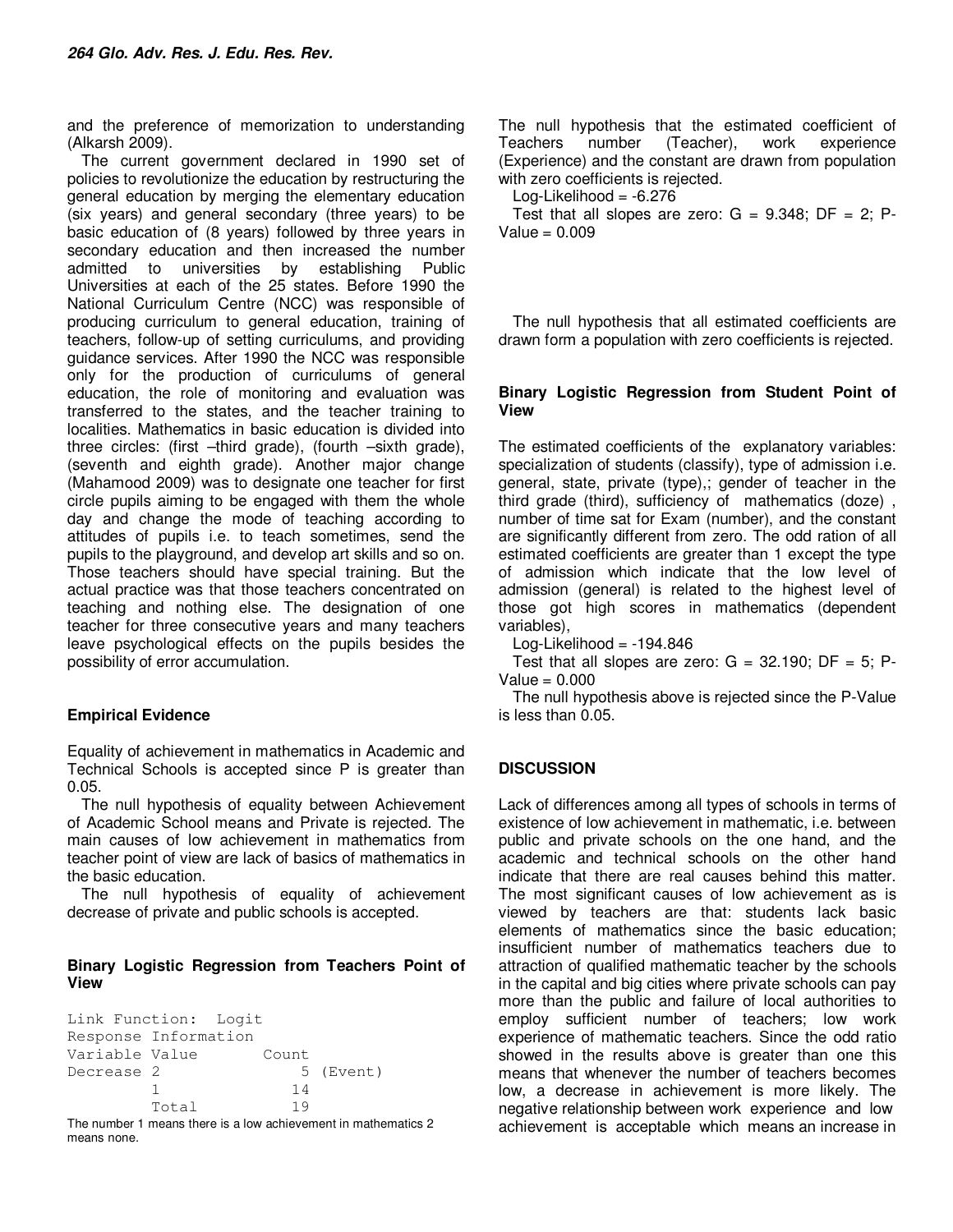and the preference of memorization to understanding (Alkarsh 2009).

The current government declared in 1990 set of policies to revolutionize the education by restructuring the general education by merging the elementary education (six years) and general secondary (three years) to be basic education of (8 years) followed by three years in secondary education and then increased the number admitted to universities by establishing Public Universities at each of the 25 states. Before 1990 the National Curriculum Centre (NCC) was responsible of producing curriculum to general education, training of teachers, follow-up of setting curriculums, and providing guidance services. After 1990 the NCC was responsible only for the production of curriculums of general education, the role of monitoring and evaluation was transferred to the states, and the teacher training to localities. Mathematics in basic education is divided into three circles: (first –third grade), (fourth –sixth grade), (seventh and eighth grade). Another major change (Mahamood 2009) was to designate one teacher for first circle pupils aiming to be engaged with them the whole day and change the mode of teaching according to attitudes of pupils i.e. to teach sometimes, send the pupils to the playground, and develop art skills and so on. Those teachers should have special training. But the actual practice was that those teachers concentrated on teaching and nothing else. The designation of one teacher for three consecutive years and many teachers leave psychological effects on the pupils besides the possibility of error accumulation.

## Empirical Evidence

Equality of achievement in mathematics in Academic and Technical Schools is accepted since P is greater than 0.05.

The null hypothesis of equality between Achievement of Academic School means and Private is rejected. The main causes of low achievement in mathematics from teacher point of view are lack of basics of mathematics in the basic education.

The null hypothesis of equality of achievement decrease of private and public schools is accepted.

### Binary Logistic Regression from Teachers Point of View

```
Link Function:  Logit
Response Information
Variable Value        Count
Decrease 2               5 (Event)
         1              14
         Total          19
```

The number 1 means there is a low achievement in mathematics 2 means none.

The null hypothesis that the estimated coefficient of Teachers number (Teacher), work experience (Experience) and the constant are drawn from population with zero coefficients is rejected.

Log-Likelihood = -6.276

Test that all slopes are zero: G = 9.348; DF = 2; P-Value = 0.009

The null hypothesis that all estimated coefficients are drawn form a population with zero coefficients is rejected.

### Binary Logistic Regression from Student Point of View

The estimated coefficients of the explanatory variables: specialization of students (classify), type of admission i.e. general, state, private (type),; gender of teacher in the third grade (third), sufficiency of mathematics (doze) , number of time sat for Exam (number), and the constant are significantly different from zero. The odd ration of all estimated coefficients are greater than 1 except the type of admission which indicate that the low level of admission (general) is related to the highest level of those got high scores in mathematics (dependent variables),

Log-Likelihood = -194.846

Test that all slopes are zero: G = 32.190; DF = 5; P-Value = 0.000

The null hypothesis above is rejected since the P-Value is less than 0.05.

## DISCUSSION

Lack of differences among all types of schools in terms of existence of low achievement in mathematic, i.e. between public and private schools on the one hand, and the academic and technical schools on the other hand indicate that there are real causes behind this matter. The most significant causes of low achievement as is viewed by teachers are that: students lack basic elements of mathematics since the basic education; insufficient number of mathematics teachers due to attraction of qualified mathematic teacher by the schools in the capital and big cities where private schools can pay more than the public and failure of local authorities to employ sufficient number of teachers; low work experience of mathematic teachers. Since the odd ratio showed in the results above is greater than one this means that whenever the number of teachers becomes low, a decrease in achievement is more likely. The negative relationship between work experience and low achievement is acceptable which means an increase in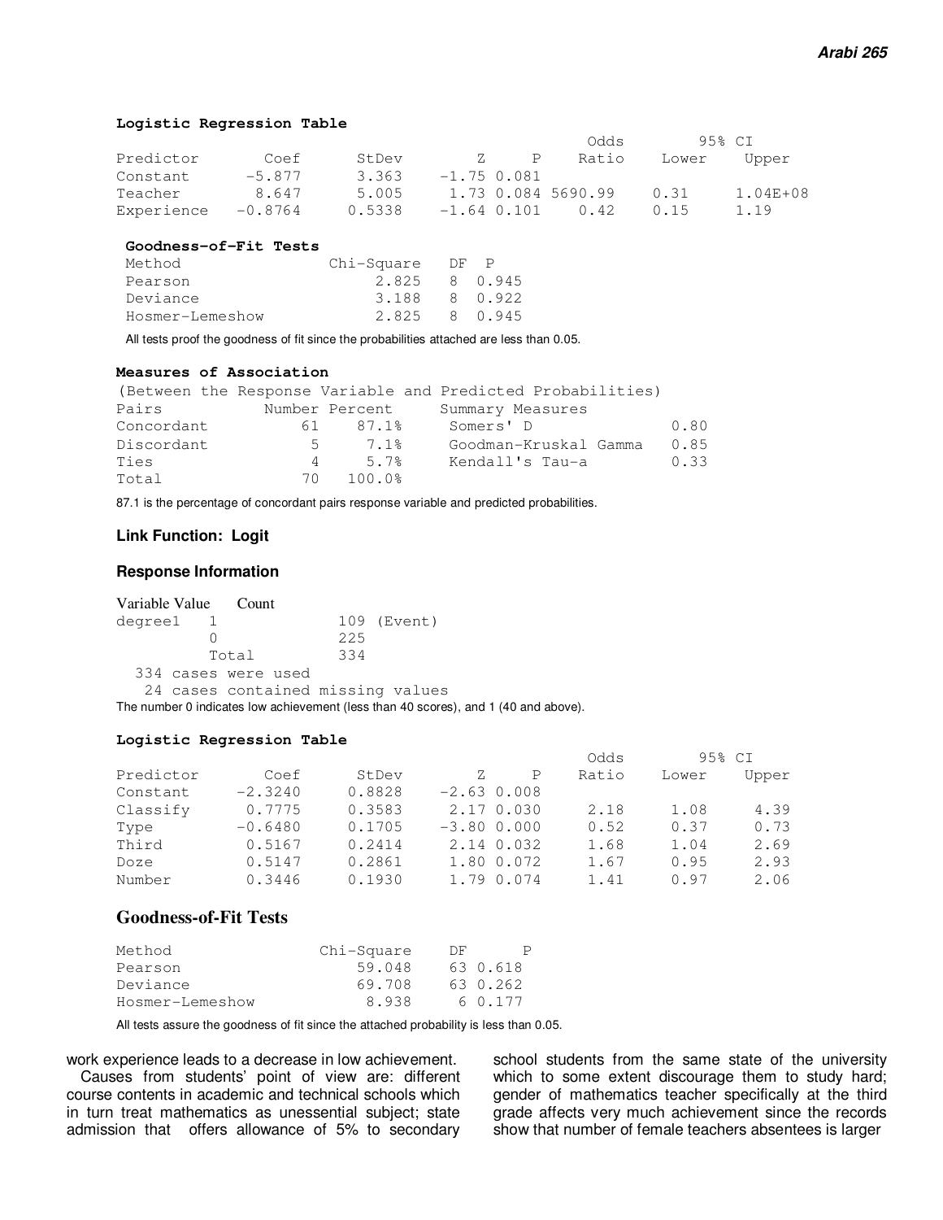**Logistic Regression Table**

| Predictor | Coef | StDev | Z | P | Odds Ratio | 95% CI Lower | 95% CI Upper |
|---|---|---|---|---|---|---|---|
| Constant | -5.877 | 3.363 | -1.75 | 0.081 | | | |
| Teacher | 8.647 | 5.005 | 1.73 | 0.084 | 5690.99 | 0.31 | 1.04E+08 |
| Experience | -0.8764 | 0.5338 | -1.64 | 0.101 | 0.42 | 0.15 | 1.19 |

**Goodness-of-Fit Tests**

| Method | Chi-Square | DF | P |
|---|---|---|---|
| Pearson | 2.825 | 8 | 0.945 |
| Deviance | 3.188 | 8 | 0.922 |
| Hosmer-Lemeshow | 2.825 | 8 | 0.945 |

All tests proof the goodness of fit since the probabilities attached are less than 0.05.

**Measures of Association**

(Between the Response Variable and Predicted Probabilities)

| Pairs | Number | Percent | Summary Measures | |
|---|---|---|---|---|
| Concordant | 61 | 87.1% | Somers' D | 0.80 |
| Discordant | 5 | 7.1% | Goodman-Kruskal Gamma | 0.85 |
| Ties | 4 | 5.7% | Kendall's Tau-a | 0.33 |
| Total | 70 | 100.0% | | |

87.1 is the percentage of concordant pairs response variable and predicted probabilities.

**Link Function: Logit**

**Response Information**

| Variable | Value | Count | |
|---|---|---|---|
| degree1 | 1 | 109 | (Event) |
| | 0 | 225 | |
| | Total | 334 | |

334 cases were used
24 cases contained missing values

The number 0 indicates low achievement (less than 40 scores), and 1 (40 and above).

**Logistic Regression Table**

| Predictor | Coef | StDev | Z | P | Odds Ratio | 95% CI Lower | 95% CI Upper |
|---|---|---|---|---|---|---|---|
| Constant | -2.3240 | 0.8828 | -2.63 | 0.008 | | | |
| Classify | 0.7775 | 0.3583 | 2.17 | 0.030 | 2.18 | 1.08 | 4.39 |
| Type | -0.6480 | 0.1705 | -3.80 | 0.000 | 0.52 | 0.37 | 0.73 |
| Third | 0.5167 | 0.2414 | 2.14 | 0.032 | 1.68 | 1.04 | 2.69 |
| Doze | 0.5147 | 0.2861 | 1.80 | 0.072 | 1.67 | 0.95 | 2.93 |
| Number | 0.3446 | 0.1930 | 1.79 | 0.074 | 1.41 | 0.97 | 2.06 |

**Goodness-of-Fit Tests**

| Method | Chi-Square | DF | P |
|---|---|---|---|
| Pearson | 59.048 | 63 | 0.618 |
| Deviance | 69.708 | 63 | 0.262 |
| Hosmer-Lemeshow | 8.938 | 6 | 0.177 |

All tests assure the goodness of fit since the attached probability is less than 0.05.

work experience leads to a decrease in low achievement.

Causes from students' point of view are: different course contents in academic and technical schools which in turn treat mathematics as unessential subject; state admission that offers allowance of 5% to secondary school students from the same state of the university which to some extent discourage them to study hard; gender of mathematics teacher specifically at the third grade affects very much achievement since the records show that number of female teachers absentees is larger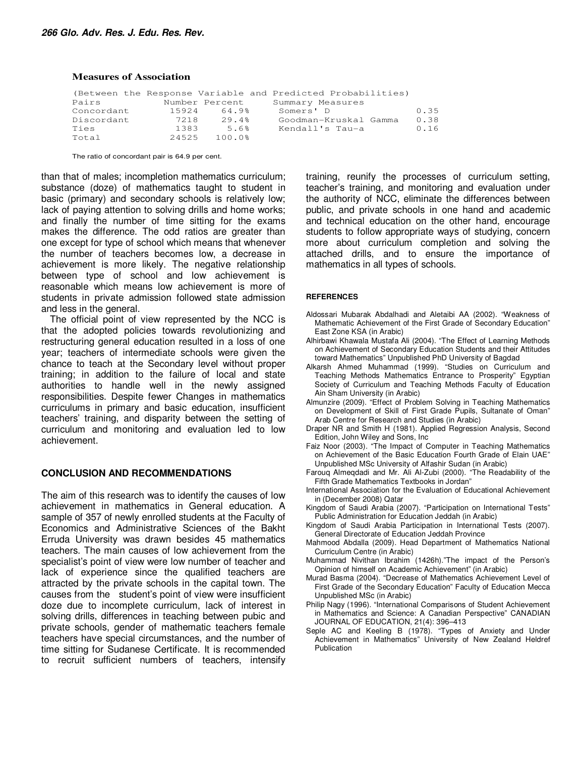**Measures of Association**

(Between the Response Variable and Predicted Probabilities)

| Pairs | Number | Percent | Summary Measures | |
|---|---|---|---|---|
| Concordant | 15924 | 64.9% | Somers' D | 0.35 |
| Discordant | 7218 | 29.4% | Goodman-Kruskal Gamma | 0.38 |
| Ties | 1383 | 5.6% | Kendall's Tau-a | 0.16 |
| Total | 24525 | 100.0% | | |

The ratio of concordant pair is 64.9 per cent.

than that of males; incompletion mathematics curriculum; substance (doze) of mathematics taught to student in basic (primary) and secondary schools is relatively low; lack of paying attention to solving drills and home works; and finally the number of time sitting for the exams makes the difference. The odd ratios are greater than one except for type of school which means that whenever the number of teachers becomes low, a decrease in achievement is more likely. The negative relationship between type of school and low achievement is reasonable which means low achievement is more of students in private admission followed state admission and less in the general.

The official point of view represented by the NCC is that the adopted policies towards revolutionizing and restructuring general education resulted in a loss of one year; teachers of intermediate schools were given the chance to teach at the Secondary level without proper training; in addition to the failure of local and state authorities to handle well in the newly assigned responsibilities. Despite fewer Changes in mathematics curriculums in primary and basic education, insufficient teachers' training, and disparity between the setting of curriculum and monitoring and evaluation led to low achievement.

## CONCLUSION AND RECOMMENDATIONS

The aim of this research was to identify the causes of low achievement in mathematics in General education. A sample of 357 of newly enrolled students at the Faculty of Economics and Administrative Sciences of the Bakht Erruda University was drawn besides 45 mathematics teachers. The main causes of low achievement from the specialist's point of view were low number of teacher and lack of experience since the qualified teachers are attracted by the private schools in the capital town. The causes from the student's point of view were insufficient doze due to incomplete curriculum, lack of interest in solving drills, differences in teaching between pubic and private schools, gender of mathematic teachers female teachers have special circumstances, and the number of time sitting for Sudanese Certificate. It is recommended to recruit sufficient numbers of teachers, intensify training, reunify the processes of curriculum setting, teacher's training, and monitoring and evaluation under the authority of NCC, eliminate the differences between public, and private schools in one hand and academic and technical education on the other hand, encourage students to follow appropriate ways of studying, concern more about curriculum completion and solving the attached drills, and to ensure the importance of mathematics in all types of schools.

## REFERENCES

Aldossari Mubarak Abdalhadi and Aletaibi AA (2002). "Weakness of Mathematic Achievement of the First Grade of Secondary Education" East Zone KSA (in Arabic)

Alhirbawi Khawala Mustafa Ali (2004). "The Effect of Learning Methods on Achievement of Secondary Education Students and their Attitudes toward Mathematics" Unpublished PhD University of Bagdad

Alkarsh Ahmed Muhammad (1999). "Studies on Curriculum and Teaching Methods Mathematics Entrance to Prosperity" Egyptian Society of Curriculum and Teaching Methods Faculty of Education Ain Sham University (in Arabic)

Almunzire (2009). "Effect of Problem Solving in Teaching Mathematics on Development of Skill of First Grade Pupils, Sultanate of Oman" Arab Centre for Research and Studies (in Arabic)

Draper NR and Smith H (1981). Applied Regression Analysis, Second Edition, John Wiley and Sons, Inc

Faiz Noor (2003). "The Impact of Computer in Teaching Mathematics on Achievement of the Basic Education Fourth Grade of Elain UAE" Unpublished MSc University of Alfashir Sudan (in Arabic)

Farouq Almeqdadi and Mr. Ali Al-Zubi (2000). "The Readability of the Fifth Grade Mathematics Textbooks in Jordan"

International Association for the Evaluation of Educational Achievement in (December 2008) Qatar

Kingdom of Saudi Arabia (2007). "Participation on International Tests" Public Administration for Education Jeddah (in Arabic)

Kingdom of Saudi Arabia Participation in International Tests (2007). General Directorate of Education Jeddah Province

Mahmood Abdalla (2009). Head Department of Mathematics National Curriculum Centre (in Arabic)

Muhammad Nivithan Ibrahim (1426h)."The impact of the Person's Opinion of himself on Academic Achievement" (in Arabic)

Murad Basma (2004). "Decrease of Mathematics Achievement Level of First Grade of the Secondary Education" Faculty of Education Mecca Unpublished MSc (in Arabic)

Philip Nagy (1996). "International Comparisons of Student Achievement in Mathematics and Science: A Canadian Perspective" CANADIAN JOURNAL OF EDUCATION, 21(4): 396–413

Seple AC and Keeling B (1978). "Types of Anxiety and Under Achievement in Mathematics" University of New Zealand Heldref Publication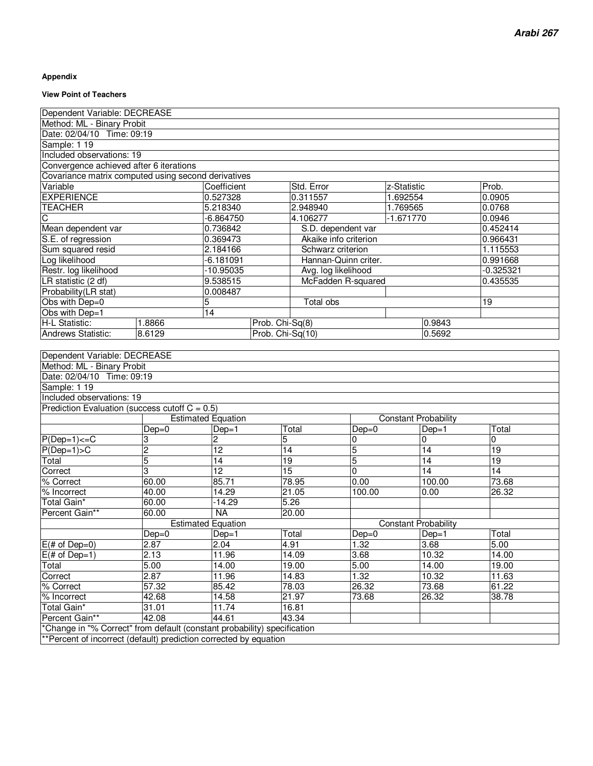**Appendix**

**View Point of Teachers**

| Dependent Variable: DECREASE | | | | |
|---|---|---|---|---|
| Method: ML - Binary Probit | | | | |
| Date: 02/04/10 Time: 09:19 | | | | |
| Sample: 1 19 | | | | |
| Included observations: 19 | | | | |
| Convergence achieved after 6 iterations | | | | |
| Covariance matrix computed using second derivatives | | | | |
| Variable | Coefficient | Std. Error | z-Statistic | Prob. |
| EXPERIENCE | 0.527328 | 0.311557 | 1.692554 | 0.0905 |
| TEACHER | 5.218340 | 2.948940 | 1.769565 | 0.0768 |
| C | -6.864750 | 4.106277 | -1.671770 | 0.0946 |
| Mean dependent var | 0.736842 | S.D. dependent var | | 0.452414 |
| S.E. of regression | 0.369473 | Akaike info criterion | | 0.966431 |
| Sum squared resid | 2.184166 | Schwarz criterion | | 1.115553 |
| Log likelihood | -6.181091 | Hannan-Quinn criter. | | 0.991668 |
| Restr. log likelihood | -10.95035 | Avg. log likelihood | | -0.325321 |
| LR statistic (2 df) | 9.538515 | McFadden R-squared | | 0.435535 |
| Probability(LR stat) | 0.008487 | | | |
| Obs with Dep=0 | 5 | Total obs | | 19 |
| Obs with Dep=1 | 14 | | | |
| H-L Statistic: 1.8866 | | Prob. Chi-Sq(8) | 0.9843 | |
| Andrews Statistic: 8.6129 | | Prob. Chi-Sq(10) | 0.5692 | |

| Dependent Variable: DECREASE | | | | | | |
|---|---|---|---|---|---|---|
| Method: ML - Binary Probit | | | | | | |
| Date: 02/04/10 Time: 09:19 | | | | | | |
| Sample: 1 19 | | | | | | |
| Included observations: 19 | | | | | | |
| Prediction Evaluation (success cutoff C = 0.5) | | | | | | |
| | Estimated Equation | | | Constant Probability | | |
| | Dep=0 | Dep=1 | Total | Dep=0 | Dep=1 | Total |
| P(Dep=1)<=C | 3 | 2 | 5 | 0 | 0 | 0 |
| P(Dep=1)>C | 2 | 12 | 14 | 5 | 14 | 19 |
| Total | 5 | 14 | 19 | 5 | 14 | 19 |
| Correct | 3 | 12 | 15 | 0 | 14 | 14 |
| % Correct | 60.00 | 85.71 | 78.95 | 0.00 | 100.00 | 73.68 |
| % Incorrect | 40.00 | 14.29 | 21.05 | 100.00 | 0.00 | 26.32 |
| Total Gain* | 60.00 | -14.29 | 5.26 | | | |
| Percent Gain** | 60.00 | NA | 20.00 | | | |
| | Estimated Equation | | | Constant Probability | | |
| | Dep=0 | Dep=1 | Total | Dep=0 | Dep=1 | Total |
| E(# of Dep=0) | 2.87 | 2.04 | 4.91 | 1.32 | 3.68 | 5.00 |
| E(# of Dep=1) | 2.13 | 11.96 | 14.09 | 3.68 | 10.32 | 14.00 |
| Total | 5.00 | 14.00 | 19.00 | 5.00 | 14.00 | 19.00 |
| Correct | 2.87 | 11.96 | 14.83 | 1.32 | 10.32 | 11.63 |
| % Correct | 57.32 | 85.42 | 78.03 | 26.32 | 73.68 | 61.22 |
| % Incorrect | 42.68 | 14.58 | 21.97 | 73.68 | 26.32 | 38.78 |
| Total Gain* | 31.01 | 11.74 | 16.81 | | | |
| Percent Gain** | 42.08 | 44.61 | 43.34 | | | |
| *Change in "% Correct" from default (constant probability) specification | | | | | | |
| **Percent of incorrect (default) prediction corrected by equation | | | | | | |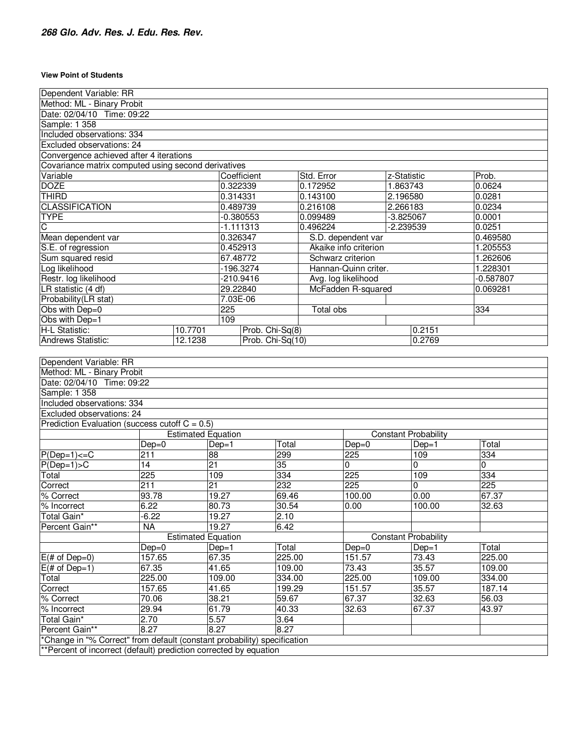**View Point of Students**

| | | | | |
|---|---|---|---|---|
| Dependent Variable: RR | | | | |
| Method: ML - Binary Probit | | | | |
| Date: 02/04/10 Time: 09:22 | | | | |
| Sample: 1 358 | | | | |
| Included observations: 334 | | | | |
| Excluded observations: 24 | | | | |
| Convergence achieved after 4 iterations | | | | |
| Covariance matrix computed using second derivatives | | | | |
| Variable | Coefficient | Std. Error | z-Statistic | Prob. |
| DOZE | 0.322339 | 0.172952 | 1.863743 | 0.0624 |
| THIRD | 0.314331 | 0.143100 | 2.196580 | 0.0281 |
| CLASSIFICATION | 0.489739 | 0.216108 | 2.266183 | 0.0234 |
| TYPE | -0.380553 | 0.099489 | -3.825067 | 0.0001 |
| C | -1.111313 | 0.496224 | -2.239539 | 0.0251 |
| Mean dependent var | 0.326347 | S.D. dependent var | | 0.469580 |
| S.E. of regression | 0.452913 | Akaike info criterion | | 1.205553 |
| Sum squared resid | 67.48772 | Schwarz criterion | | 1.262606 |
| Log likelihood | -196.3274 | Hannan-Quinn criter. | | 1.228301 |
| Restr. log likelihood | -210.9416 | Avg. log likelihood | | -0.587807 |
| LR statistic (4 df) | 29.22840 | McFadden R-squared | | 0.069281 |
| Probability(LR stat) | 7.03E-06 | | | |
| Obs with Dep=0 | 225 | Total obs | | 334 |
| Obs with Dep=1 | 109 | | | |
| H-L Statistic: 10.7701 | Prob. Chi-Sq(8) | | 0.2151 | |
| Andrews Statistic: 12.1238 | Prob. Chi-Sq(10) | | 0.2769 | |

| | | | | | | |
|---|---|---|---|---|---|---|
| Dependent Variable: RR | | | | | | |
| Method: ML - Binary Probit | | | | | | |
| Date: 02/04/10 Time: 09:22 | | | | | | |
| Sample: 1 358 | | | | | | |
| Included observations: 334 | | | | | | |
| Excluded observations: 24 | | | | | | |
| Prediction Evaluation (success cutoff C = 0.5) | | | | | | |
| | Estimated Equation | | | Constant Probability | | |
| | Dep=0 | Dep=1 | Total | Dep=0 | Dep=1 | Total |
| P(Dep=1)<=C | 211 | 88 | 299 | 225 | 109 | 334 |
| P(Dep=1)>C | 14 | 21 | 35 | 0 | 0 | 0 |
| Total | 225 | 109 | 334 | 225 | 109 | 334 |
| Correct | 211 | 21 | 232 | 225 | 0 | 225 |
| % Correct | 93.78 | 19.27 | 69.46 | 100.00 | 0.00 | 67.37 |
| % Incorrect | 6.22 | 80.73 | 30.54 | 0.00 | 100.00 | 32.63 |
| Total Gain* | -6.22 | 19.27 | 2.10 | | | |
| Percent Gain** | NA | 19.27 | 6.42 | | | |
| | Estimated Equation | | | Constant Probability | | |
| | Dep=0 | Dep=1 | Total | Dep=0 | Dep=1 | Total |
| E(# of Dep=0) | 157.65 | 67.35 | 225.00 | 151.57 | 73.43 | 225.00 |
| E(# of Dep=1) | 67.35 | 41.65 | 109.00 | 73.43 | 35.57 | 109.00 |
| Total | 225.00 | 109.00 | 334.00 | 225.00 | 109.00 | 334.00 |
| Correct | 157.65 | 41.65 | 199.29 | 151.57 | 35.57 | 187.14 |
| % Correct | 70.06 | 38.21 | 59.67 | 67.37 | 32.63 | 56.03 |
| % Incorrect | 29.94 | 61.79 | 40.33 | 32.63 | 67.37 | 43.97 |
| Total Gain* | 2.70 | 5.57 | 3.64 | | | |
| Percent Gain** | 8.27 | 8.27 | 8.27 | | | |
| *Change in "% Correct" from default (constant probability) specification | | | | | | |
| **Percent of incorrect (default) prediction corrected by equation | | | | | | |